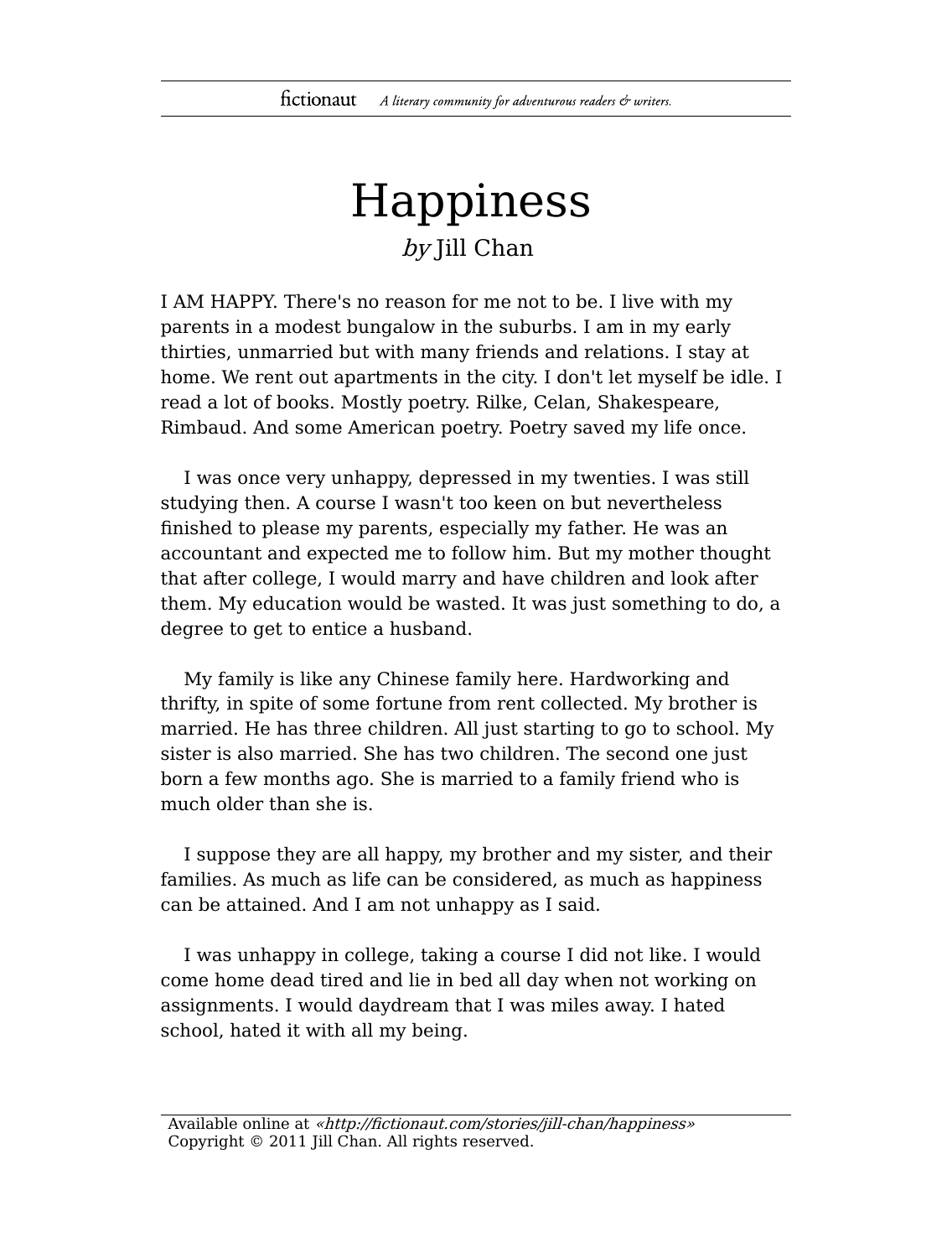# Happiness

*by* Jill Chan

I AM HAPPY. There's no reason for me not to be. I live with my parents in a modest bungalow in the suburbs. I am in my early thirties, unmarried but with many friends and relations. I stay at home. We rent out apartments in the city. I don't let myself be idle. I read a lot of books. Mostly poetry. Rilke, Celan, Shakespeare, Rimbaud. And some American poetry. Poetry saved my life once.

I was once very unhappy, depressed in my twenties. I was still studying then. A course I wasn't too keen on but nevertheless finished to please my parents, especially my father. He was an accountant and expected me to follow him. But my mother thought that after college, I would marry and have children and look after them. My education would be wasted. It was just something to do, a degree to get to entice a husband.

My family is like any Chinese family here. Hardworking and thrifty, in spite of some fortune from rent collected. My brother is married. He has three children. All just starting to go to school. My sister is also married. She has two children. The second one just born a few months ago. She is married to a family friend who is much older than she is.

I suppose they are all happy, my brother and my sister, and their families. As much as life can be considered, as much as happiness can be attained. And I am not unhappy as I said.

I was unhappy in college, taking a course I did not like. I would come home dead tired and lie in bed all day when not working on assignments. I would daydream that I was miles away. I hated school, hated it with all my being.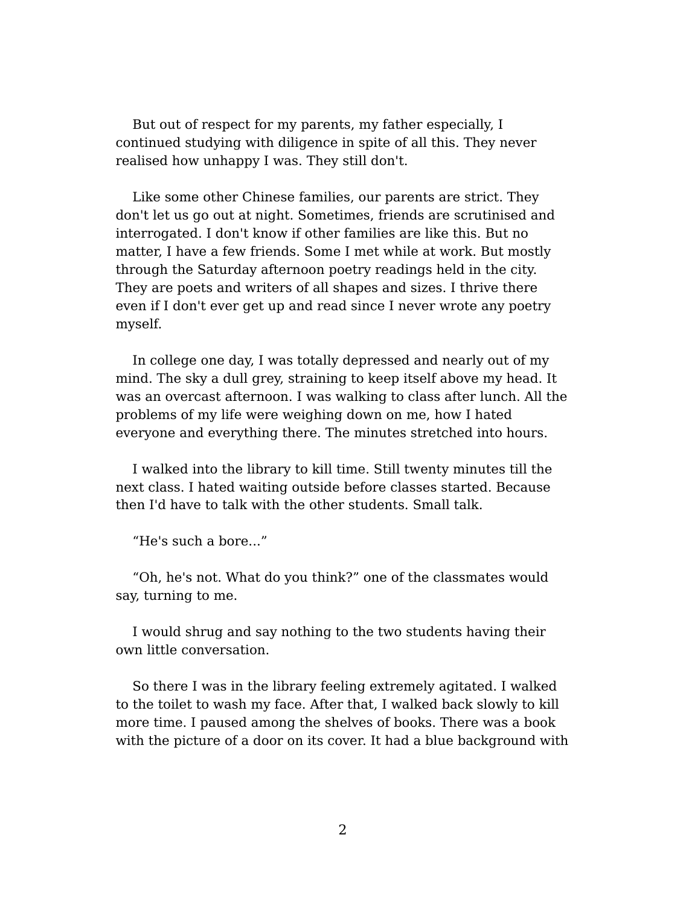But out of respect for my parents, my father especially, I continued studying with diligence in spite of all this. They never realised how unhappy I was. They still don't.

Like some other Chinese families, our parents are strict. They don't let us go out at night. Sometimes, friends are scrutinised and interrogated. I don't know if other families are like this. But no matter, I have a few friends. Some I met while at work. But mostly through the Saturday afternoon poetry readings held in the city. They are poets and writers of all shapes and sizes. I thrive there even if I don't ever get up and read since I never wrote any poetry myself.

In college one day, I was totally depressed and nearly out of my mind. The sky a dull grey, straining to keep itself above my head. It was an overcast afternoon. I was walking to class after lunch. All the problems of my life were weighing down on me, how I hated everyone and everything there. The minutes stretched into hours.

I walked into the library to kill time. Still twenty minutes till the next class. I hated waiting outside before classes started. Because then I'd have to talk with the other students. Small talk.

“He's such a bore...”

“Oh, he's not. What do you think?” one of the classmates would say, turning to me.

I would shrug and say nothing to the two students having their own little conversation.

So there I was in the library feeling extremely agitated. I walked to the toilet to wash my face. After that, I walked back slowly to kill more time. I paused among the shelves of books. There was a book with the picture of a door on its cover. It had a blue background with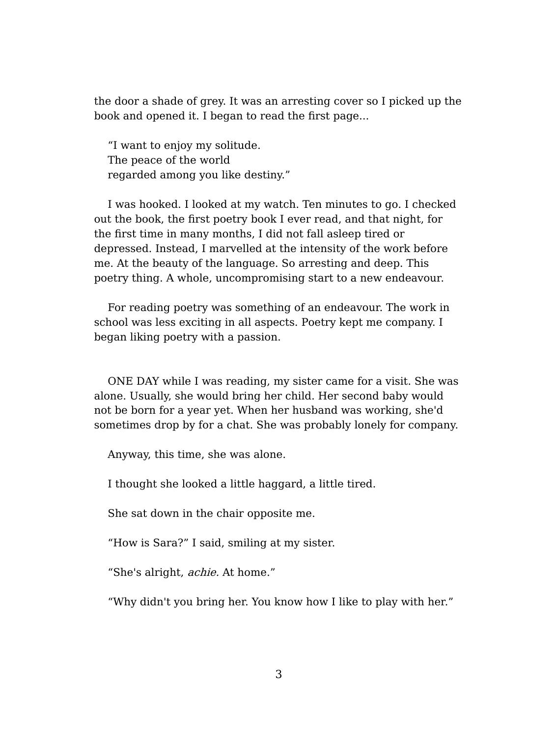the door a shade of grey. It was an arresting cover so I picked up the book and opened it. I began to read the first page...

> "I want to enjoy my solitude.  
> The peace of the world  
> regarded among you like destiny."

I was hooked. I looked at my watch. Ten minutes to go. I checked out the book, the first poetry book I ever read, and that night, for the first time in many months, I did not fall asleep tired or depressed. Instead, I marvelled at the intensity of the work before me. At the beauty of the language. So arresting and deep. This poetry thing. A whole, uncompromising start to a new endeavour.

For reading poetry was something of an endeavour. The work in school was less exciting in all aspects. Poetry kept me company. I began liking poetry with a passion.

ONE DAY while I was reading, my sister came for a visit. She was alone. Usually, she would bring her child. Her second baby would not be born for a year yet. When her husband was working, she'd sometimes drop by for a chat. She was probably lonely for company.

Anyway, this time, she was alone.

I thought she looked a little haggard, a little tired.

She sat down in the chair opposite me.

"How is Sara?" I said, smiling at my sister.

"She's alright, *achie.* At home."

"Why didn't you bring her. You know how I like to play with her."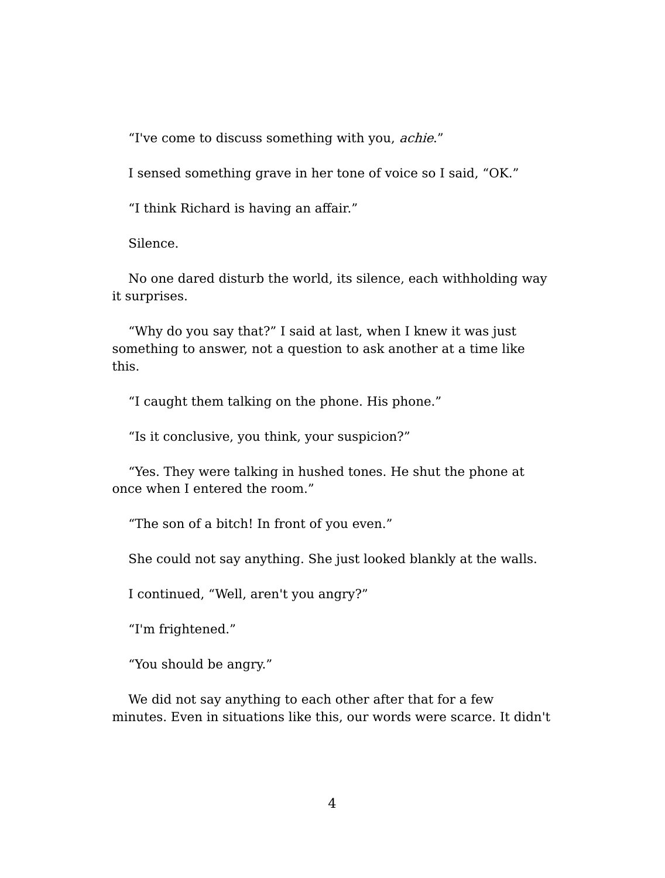"I've come to discuss something with you, *achie*."

I sensed something grave in her tone of voice so I said, "OK."

"I think Richard is having an affair."

Silence.

No one dared disturb the world, its silence, each withholding way it surprises.

"Why do you say that?" I said at last, when I knew it was just something to answer, not a question to ask another at a time like this.

"I caught them talking on the phone. His phone."

"Is it conclusive, you think, your suspicion?"

"Yes. They were talking in hushed tones. He shut the phone at once when I entered the room."

"The son of a bitch! In front of you even."

She could not say anything. She just looked blankly at the walls.

I continued, "Well, aren't you angry?"

"I'm frightened."

"You should be angry."

We did not say anything to each other after that for a few minutes. Even in situations like this, our words were scarce. It didn't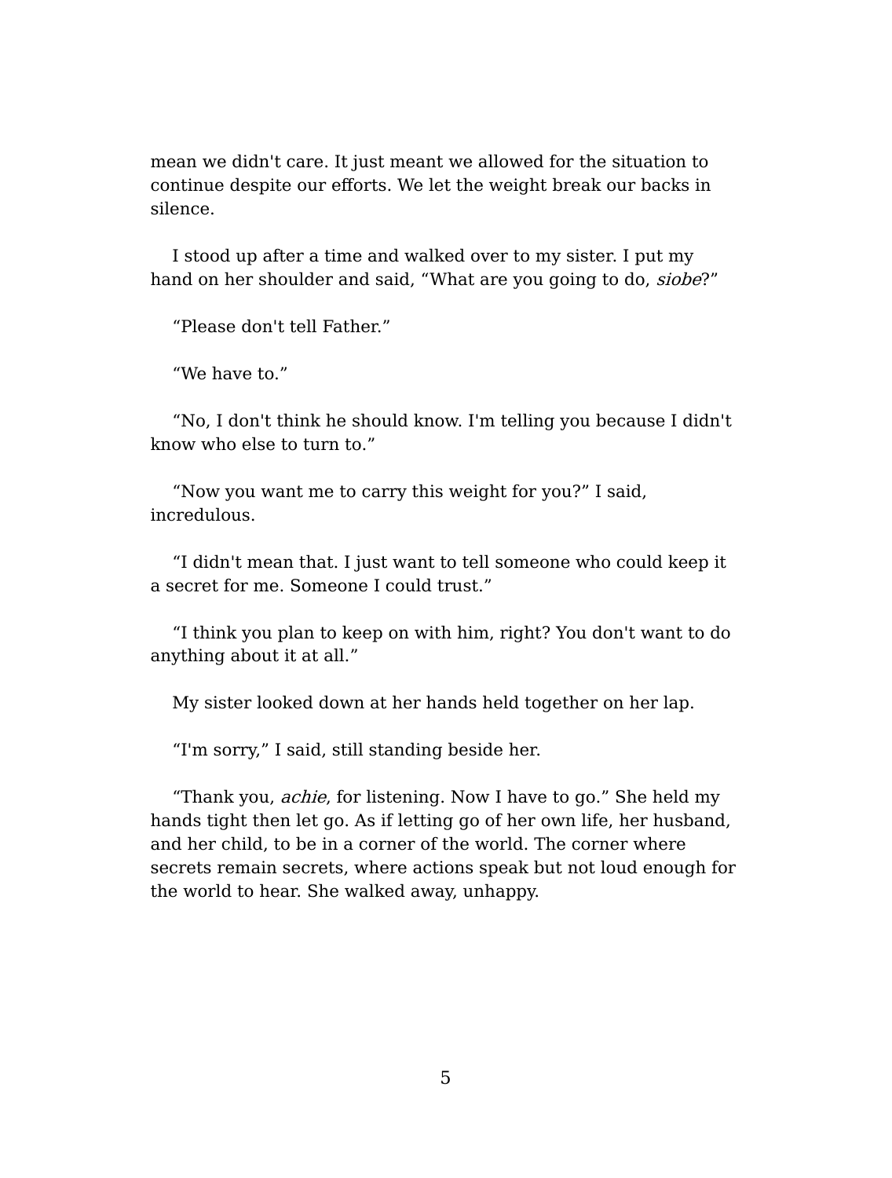mean we didn't care. It just meant we allowed for the situation to continue despite our efforts. We let the weight break our backs in silence.

I stood up after a time and walked over to my sister. I put my hand on her shoulder and said, “What are you going to do, *siobe*?”

“Please don't tell Father.”

“We have to.”

“No, I don't think he should know. I'm telling you because I didn't know who else to turn to.”

“Now you want me to carry this weight for you?” I said, incredulous.

“I didn't mean that. I just want to tell someone who could keep it a secret for me. Someone I could trust.”

“I think you plan to keep on with him, right? You don't want to do anything about it at all.”

My sister looked down at her hands held together on her lap.

“I'm sorry,” I said, still standing beside her.

“Thank you, *achie*, for listening. Now I have to go.” She held my hands tight then let go. As if letting go of her own life, her husband, and her child, to be in a corner of the world. The corner where secrets remain secrets, where actions speak but not loud enough for the world to hear. She walked away, unhappy.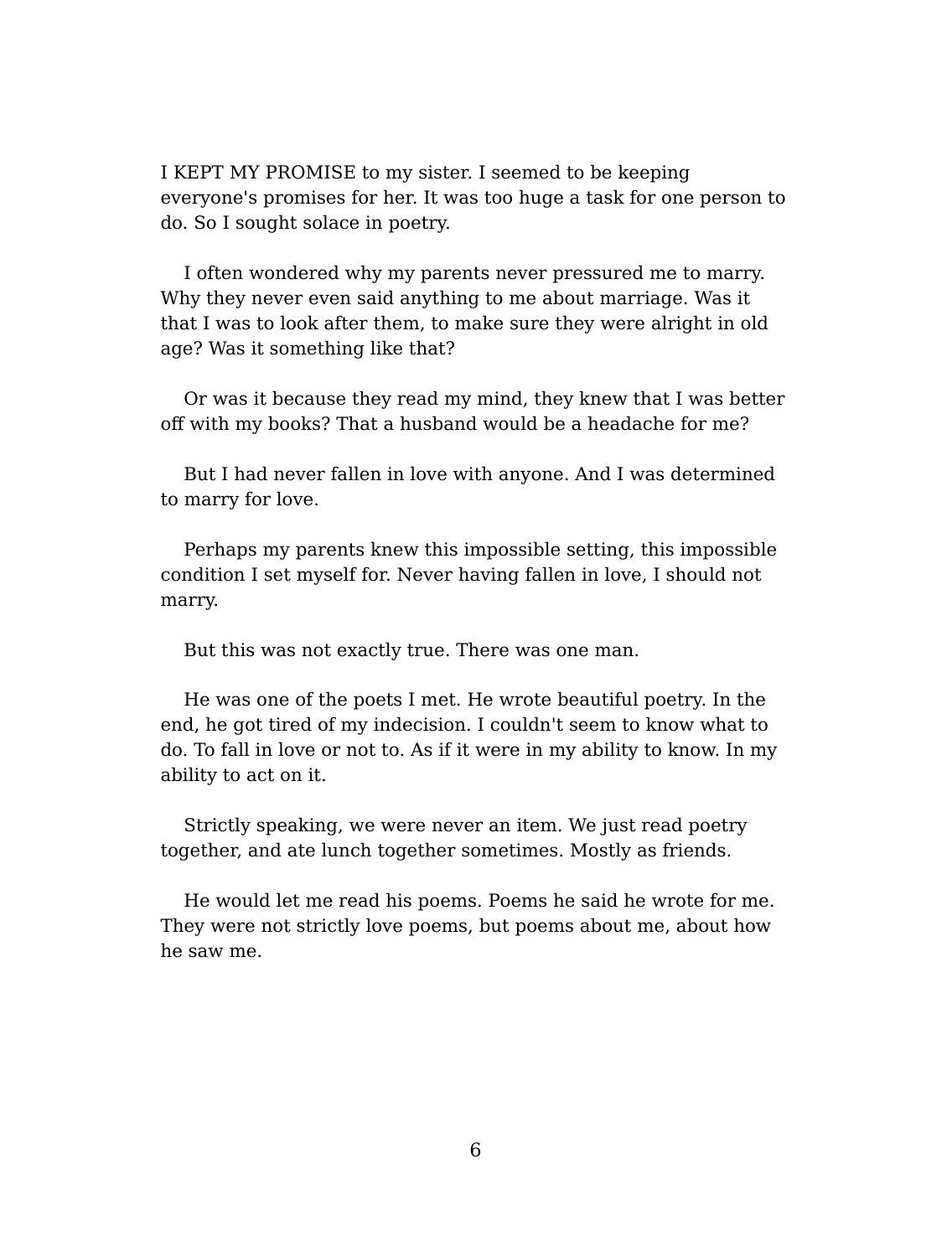I KEPT MY PROMISE to my sister. I seemed to be keeping everyone's promises for her. It was too huge a task for one person to do. So I sought solace in poetry.

I often wondered why my parents never pressured me to marry. Why they never even said anything to me about marriage. Was it that I was to look after them, to make sure they were alright in old age? Was it something like that?

Or was it because they read my mind, they knew that I was better off with my books? That a husband would be a headache for me?

But I had never fallen in love with anyone. And I was determined to marry for love.

Perhaps my parents knew this impossible setting, this impossible condition I set myself for. Never having fallen in love, I should not marry.

But this was not exactly true. There was one man.

He was one of the poets I met. He wrote beautiful poetry. In the end, he got tired of my indecision. I couldn't seem to know what to do. To fall in love or not to. As if it were in my ability to know. In my ability to act on it.

Strictly speaking, we were never an item. We just read poetry together, and ate lunch together sometimes. Mostly as friends.

He would let me read his poems. Poems he said he wrote for me. They were not strictly love poems, but poems about me, about how he saw me.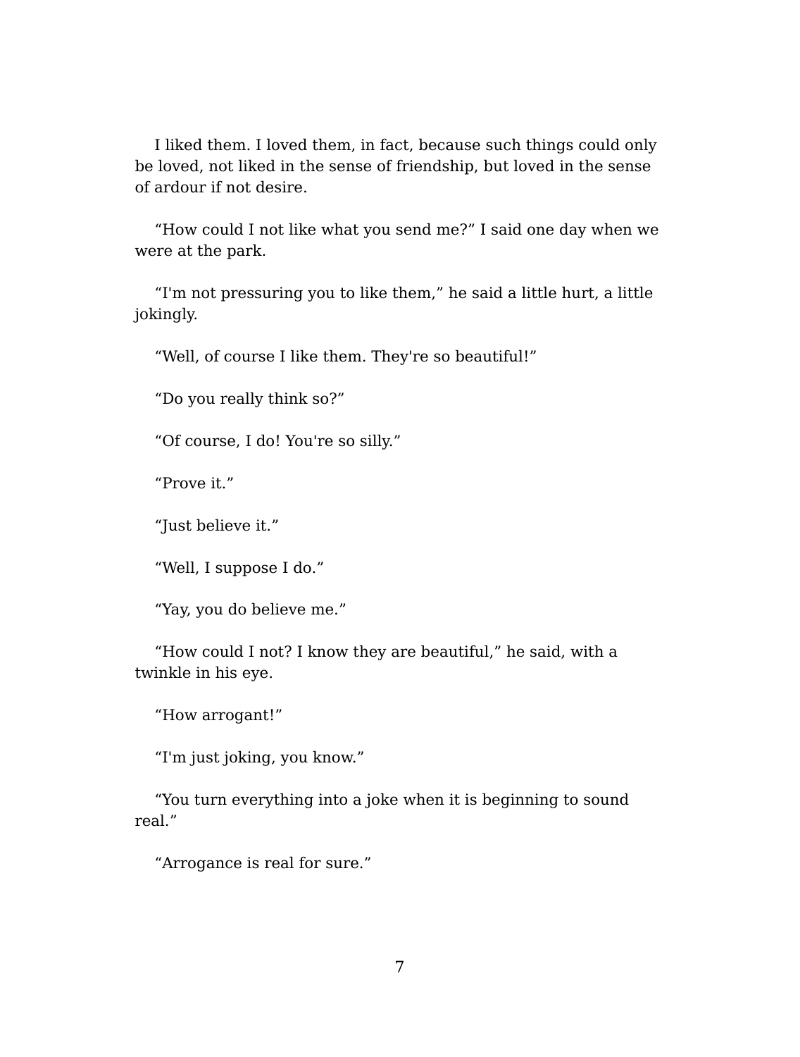I liked them. I loved them, in fact, because such things could only be loved, not liked in the sense of friendship, but loved in the sense of ardour if not desire.

"How could I not like what you send me?" I said one day when we were at the park.

"I'm not pressuring you to like them," he said a little hurt, a little jokingly.

"Well, of course I like them. They're so beautiful!"

"Do you really think so?"

"Of course, I do! You're so silly."

"Prove it."

"Just believe it."

"Well, I suppose I do."

"Yay, you do believe me."

"How could I not? I know they are beautiful," he said, with a twinkle in his eye.

"How arrogant!"

"I'm just joking, you know."

"You turn everything into a joke when it is beginning to sound real."

"Arrogance is real for sure."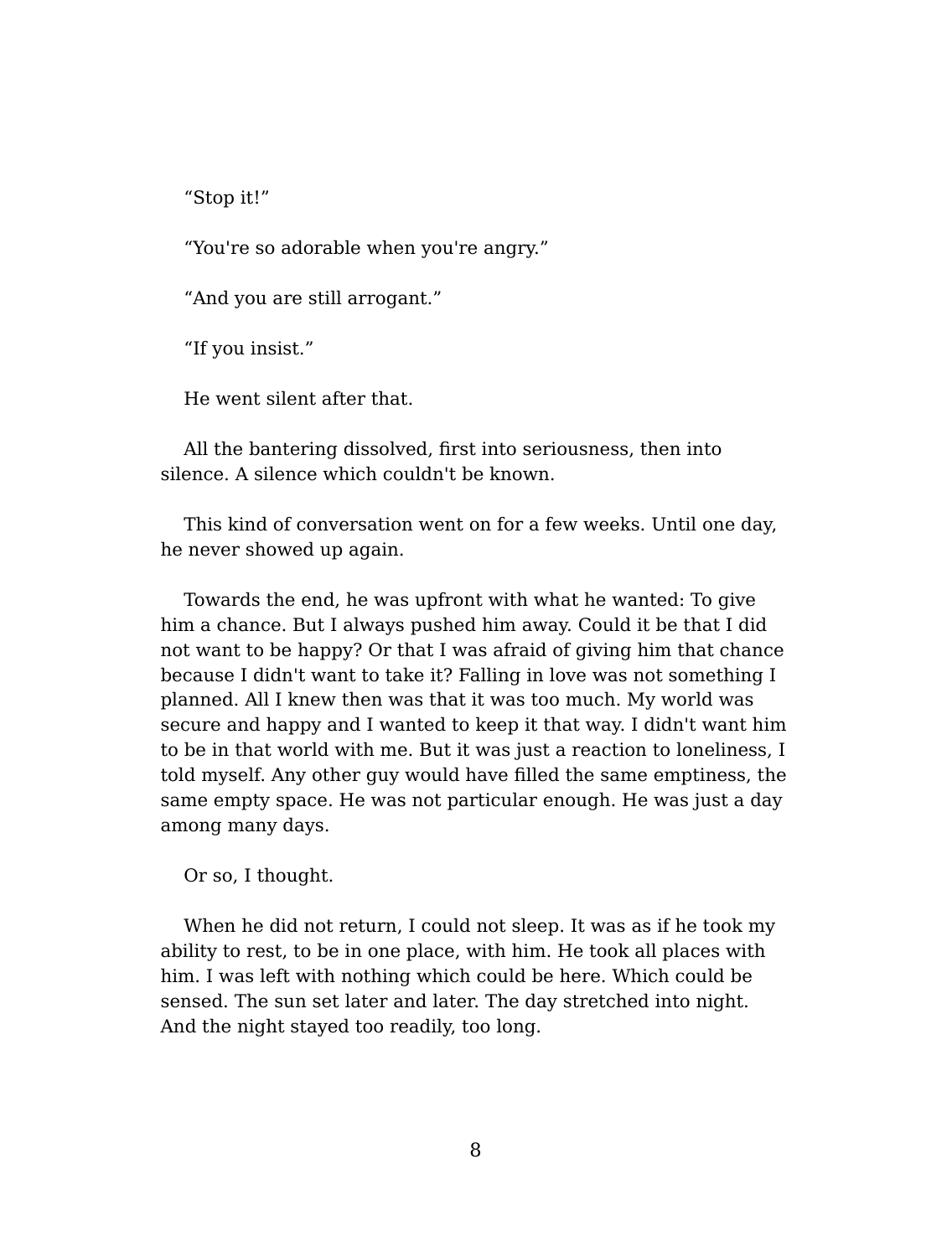“Stop it!”

“You're so adorable when you're angry.”

“And you are still arrogant.”

“If you insist.”

He went silent after that.

All the bantering dissolved, first into seriousness, then into silence. A silence which couldn't be known.

This kind of conversation went on for a few weeks. Until one day, he never showed up again.

Towards the end, he was upfront with what he wanted: To give him a chance. But I always pushed him away. Could it be that I did not want to be happy? Or that I was afraid of giving him that chance because I didn't want to take it? Falling in love was not something I planned. All I knew then was that it was too much. My world was secure and happy and I wanted to keep it that way. I didn't want him to be in that world with me. But it was just a reaction to loneliness, I told myself. Any other guy would have filled the same emptiness, the same empty space. He was not particular enough. He was just a day among many days.

Or so, I thought.

When he did not return, I could not sleep. It was as if he took my ability to rest, to be in one place, with him. He took all places with him. I was left with nothing which could be here. Which could be sensed. The sun set later and later. The day stretched into night. And the night stayed too readily, too long.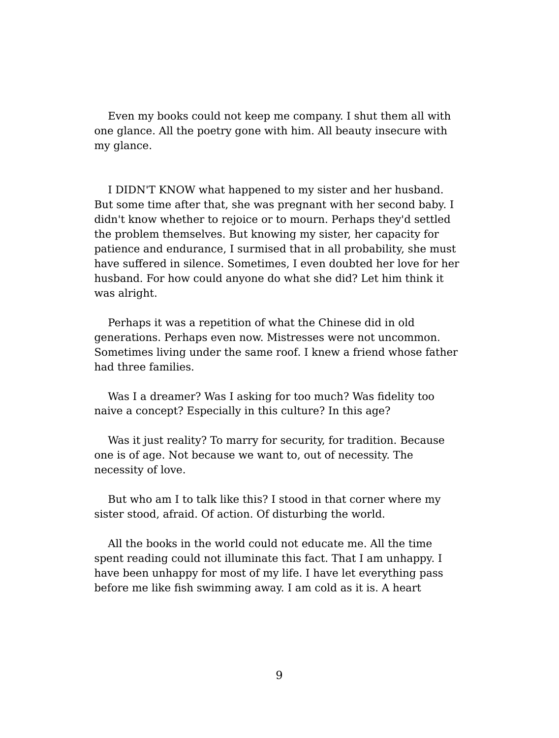Even my books could not keep me company. I shut them all with one glance. All the poetry gone with him. All beauty insecure with my glance.

I DIDN'T KNOW what happened to my sister and her husband. But some time after that, she was pregnant with her second baby. I didn't know whether to rejoice or to mourn. Perhaps they'd settled the problem themselves. But knowing my sister, her capacity for patience and endurance, I surmised that in all probability, she must have suffered in silence. Sometimes, I even doubted her love for her husband. For how could anyone do what she did? Let him think it was alright.

Perhaps it was a repetition of what the Chinese did in old generations. Perhaps even now. Mistresses were not uncommon. Sometimes living under the same roof. I knew a friend whose father had three families.

Was I a dreamer? Was I asking for too much? Was fidelity too naive a concept? Especially in this culture? In this age?

Was it just reality? To marry for security, for tradition. Because one is of age. Not because we want to, out of necessity. The necessity of love.

But who am I to talk like this? I stood in that corner where my sister stood, afraid. Of action. Of disturbing the world.

All the books in the world could not educate me. All the time spent reading could not illuminate this fact. That I am unhappy. I have been unhappy for most of my life. I have let everything pass before me like fish swimming away. I am cold as it is. A heart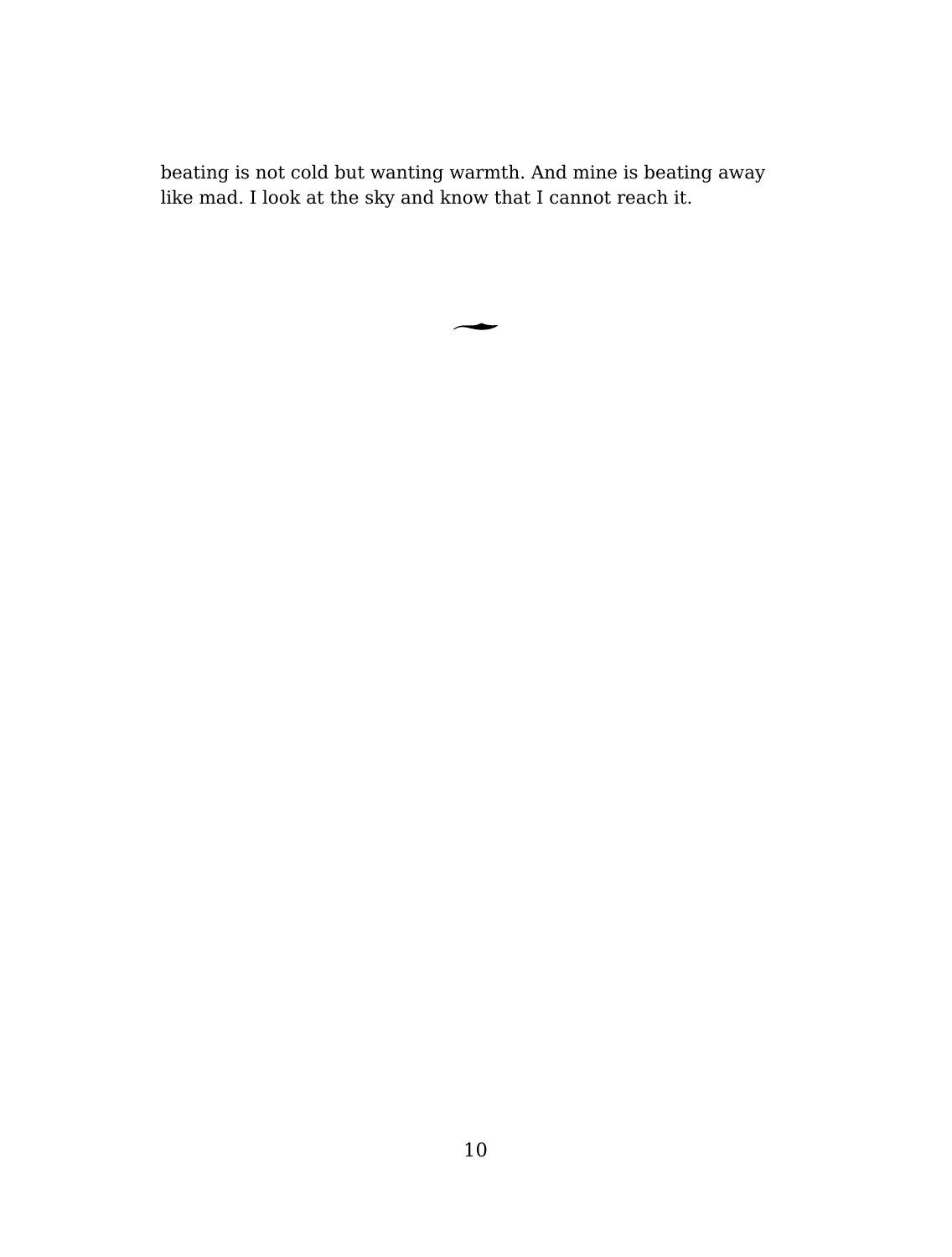beating is not cold but wanting warmth. And mine is beating away like mad. I look at the sky and know that I cannot reach it.